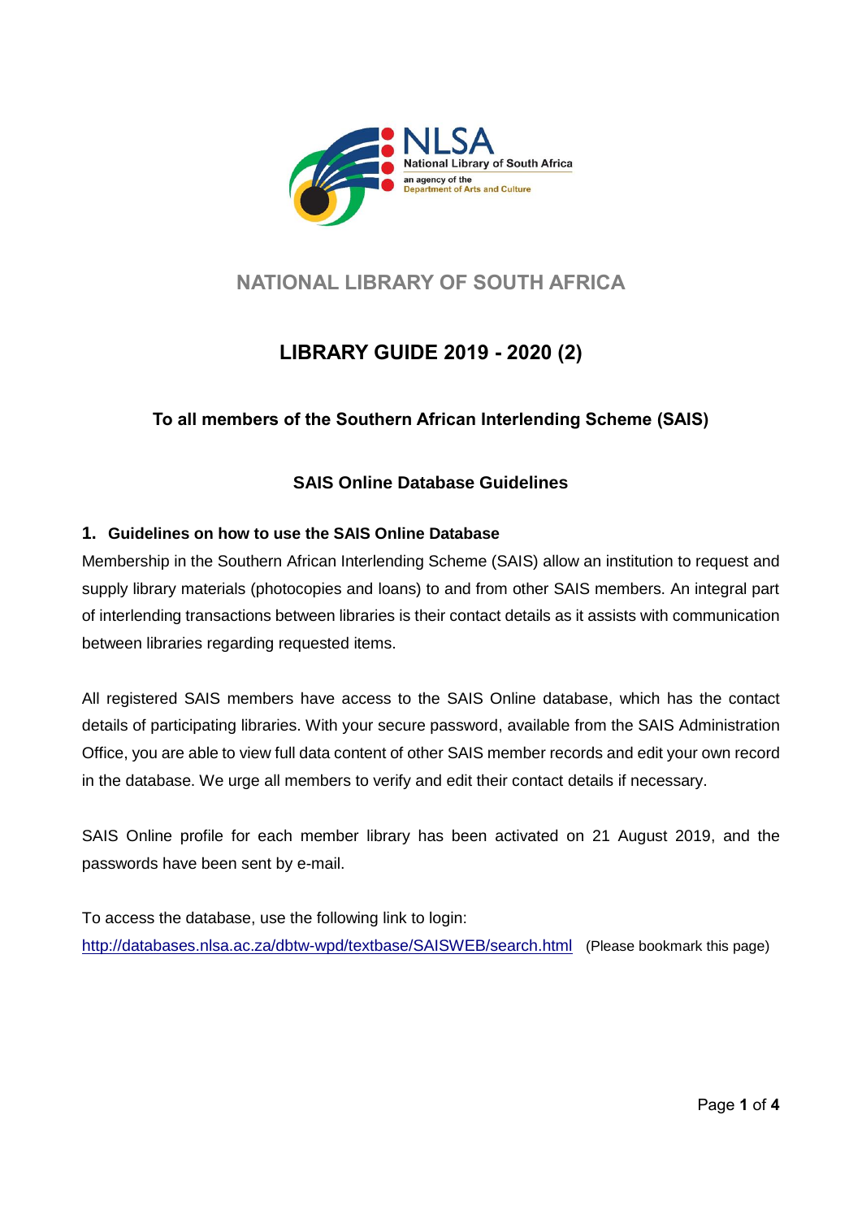# NATIONAL LIBRARY OF SOUTH AFRICA

## LIBRARY GUIDE 2019 - 2020 (2)

### To all members of the Southern African Interlending Scheme (SAIS)

### SAIS Online Database Guidelines

**1. Guidelines on how to use the SAIS Online Database**

Membership in the Southern African Interlending Scheme (SAIS) allow an institution to request and supply library materials (photocopies and loans) to and from other SAIS members. An integral part of interlending transactions between libraries is their contact details as it assists with communication between libraries regarding requested items.

All registered SAIS members have access to the SAIS Online database, which has the contact details of participating libraries. With your secure password, available from the SAIS Administration Office, you are able to view full data content of other SAIS member records and edit your own record in the database. We urge all members to verify and edit their contact details if necessary.

SAIS Online profile for each member library has been activated on 21 August 2019, and the passwords have been sent by e-mail.

To access the database, use the following link to login:
http://databases.nlsa.ac.za/dbtw-wpd/textbase/SAISWEB/search.html (Please bookmark this page)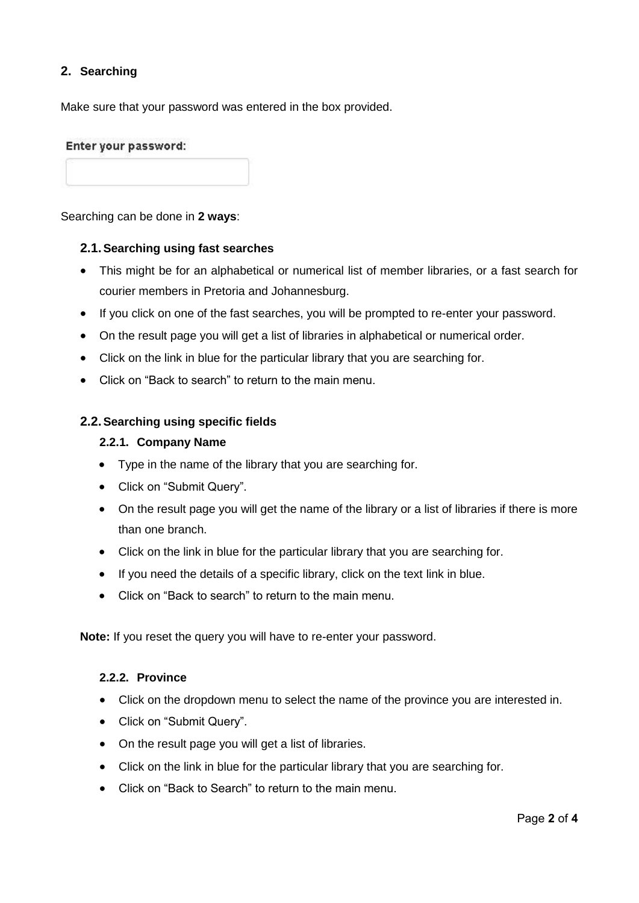## 2. Searching

Make sure that your password was entered in the box provided.

Enter your password:

Searching can be done in **2 ways**:

### 2.1. Searching using fast searches

- This might be for an alphabetical or numerical list of member libraries, or a fast search for courier members in Pretoria and Johannesburg.
- If you click on one of the fast searches, you will be prompted to re-enter your password.
- On the result page you will get a list of libraries in alphabetical or numerical order.
- Click on the link in blue for the particular library that you are searching for.
- Click on "Back to search" to return to the main menu.

### 2.2. Searching using specific fields

#### 2.2.1. Company Name

- Type in the name of the library that you are searching for.
- Click on "Submit Query".
- On the result page you will get the name of the library or a list of libraries if there is more than one branch.
- Click on the link in blue for the particular library that you are searching for.
- If you need the details of a specific library, click on the text link in blue.
- Click on "Back to search" to return to the main menu.

**Note:** If you reset the query you will have to re-enter your password.

#### 2.2.2. Province

- Click on the dropdown menu to select the name of the province you are interested in.
- Click on "Submit Query".
- On the result page you will get a list of libraries.
- Click on the link in blue for the particular library that you are searching for.
- Click on "Back to Search" to return to the main menu.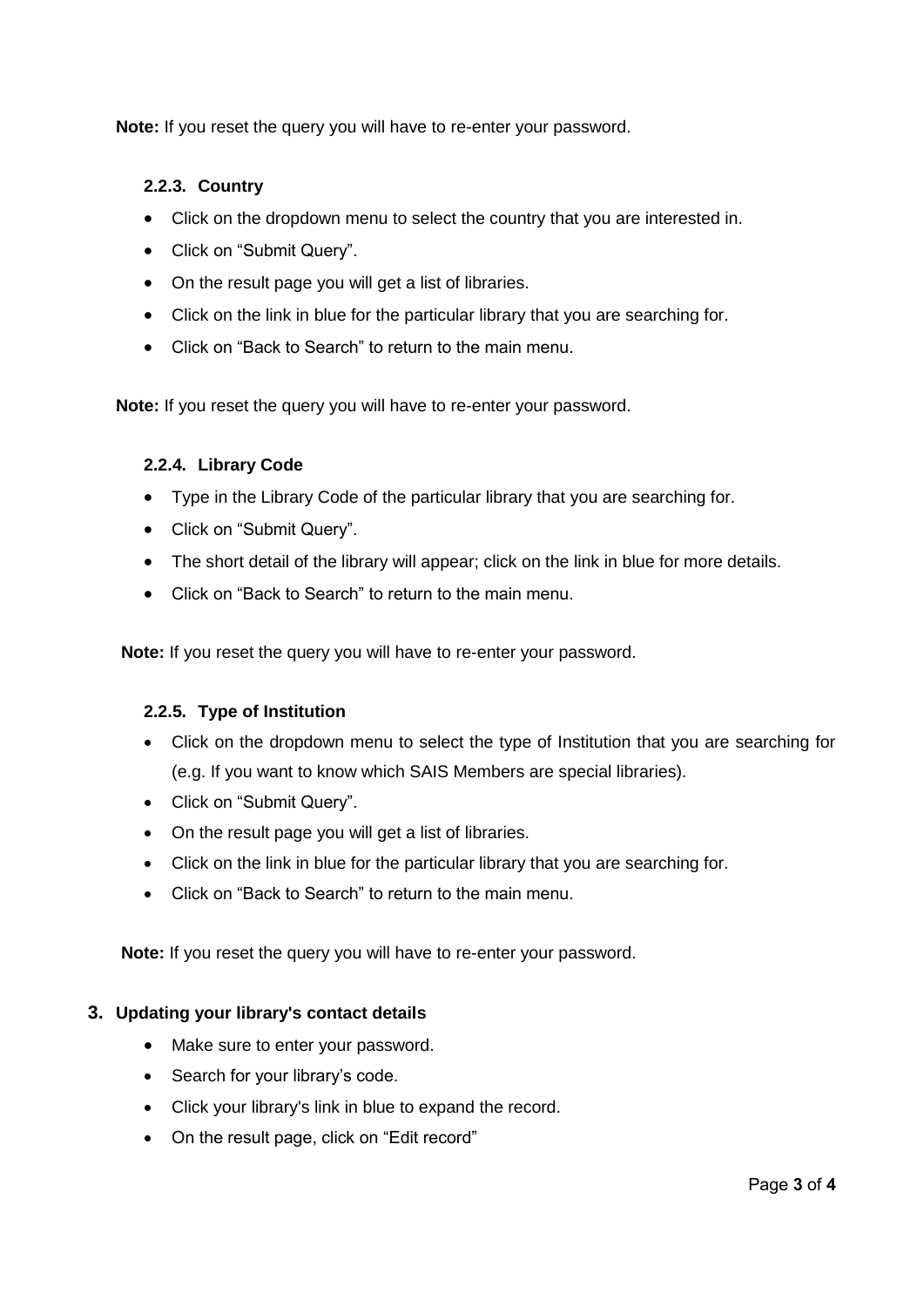**Note:** If you reset the query you will have to re-enter your password.

### 2.2.3. Country

- Click on the dropdown menu to select the country that you are interested in.
- Click on "Submit Query".
- On the result page you will get a list of libraries.
- Click on the link in blue for the particular library that you are searching for.
- Click on "Back to Search" to return to the main menu.

**Note:** If you reset the query you will have to re-enter your password.

### 2.2.4. Library Code

- Type in the Library Code of the particular library that you are searching for.
- Click on "Submit Query".
- The short detail of the library will appear; click on the link in blue for more details.
- Click on "Back to Search" to return to the main menu.

**Note:** If you reset the query you will have to re-enter your password.

### 2.2.5. Type of Institution

- Click on the dropdown menu to select the type of Institution that you are searching for (e.g. If you want to know which SAIS Members are special libraries).
- Click on "Submit Query".
- On the result page you will get a list of libraries.
- Click on the link in blue for the particular library that you are searching for.
- Click on "Back to Search" to return to the main menu.

**Note:** If you reset the query you will have to re-enter your password.

## 3. Updating your library's contact details

- Make sure to enter your password.
- Search for your library's code.
- Click your library's link in blue to expand the record.
- On the result page, click on "Edit record"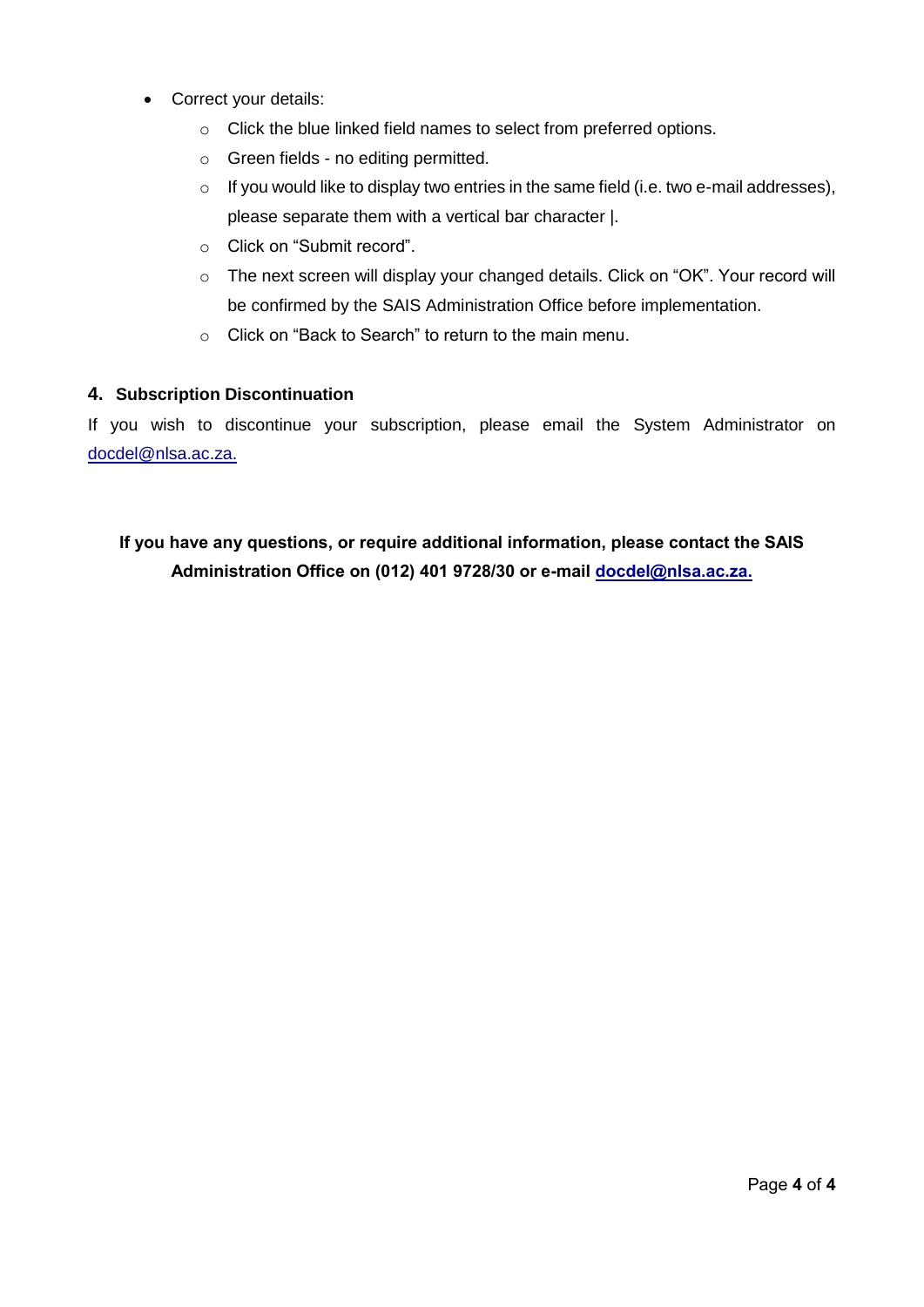- Correct your details:
  - Click the blue linked field names to select from preferred options.
  - Green fields - no editing permitted.
  - If you would like to display two entries in the same field (i.e. two e-mail addresses), please separate them with a vertical bar character |.
  - Click on “Submit record”.
  - The next screen will display your changed details. Click on “OK”. Your record will be confirmed by the SAIS Administration Office before implementation.
  - Click on “Back to Search” to return to the main menu.

## 4. Subscription Discontinuation

If you wish to discontinue your subscription, please email the System Administrator on docdel@nlsa.ac.za.

**If you have any questions, or require additional information, please contact the SAIS Administration Office on (012) 401 9728/30 or e-mail docdel@nlsa.ac.za.**